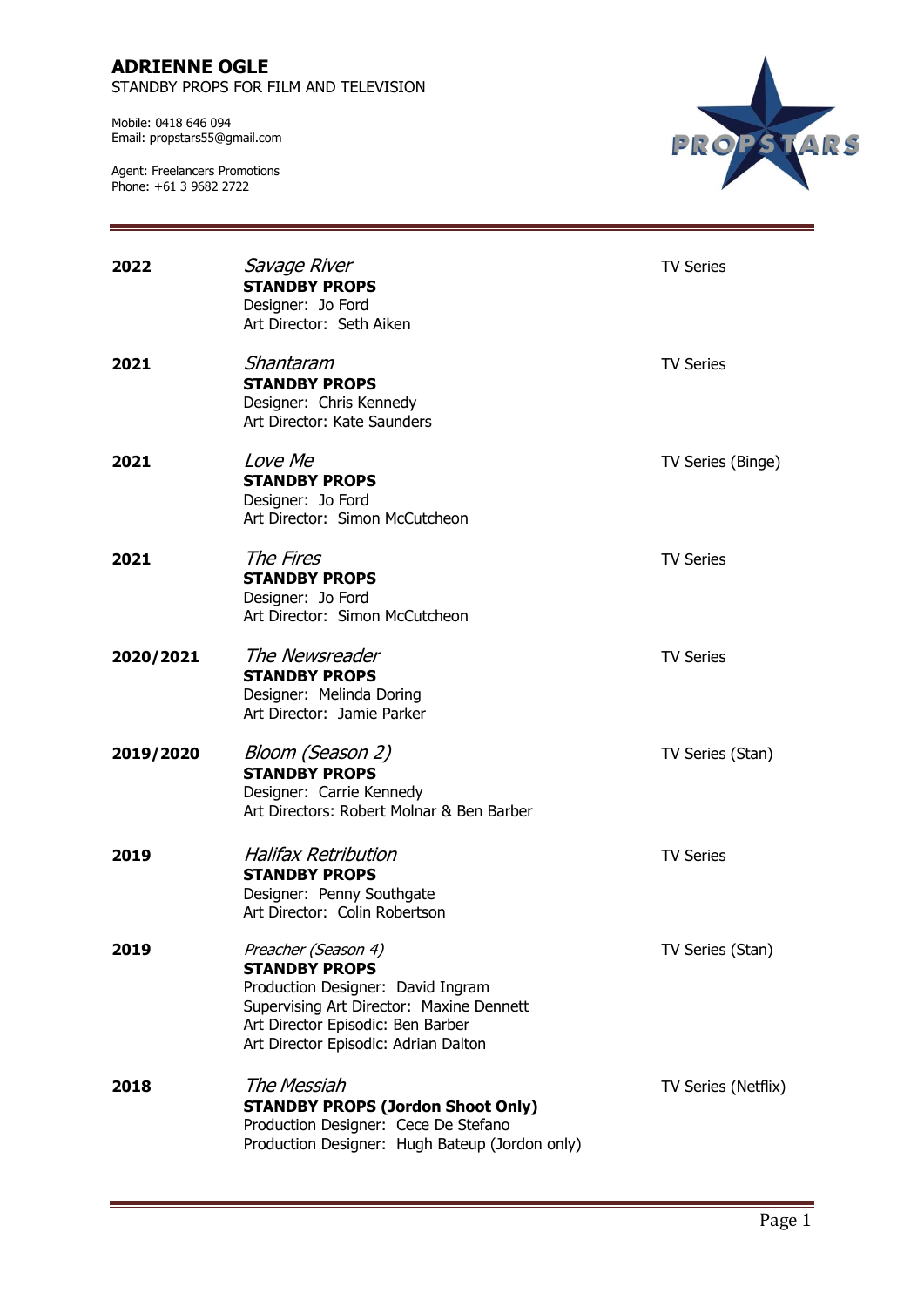# ADRIENNE OGLE

STANDBY PROPS FOR FILM AND TELEVISION

Mobile: 0418 646 094
Email: propstars55@gmail.com

Agent: Freelancers Promotions
Phone: +61 3 9682 2722

PROPSTARS

---

**2022** — *Savage River* — TV Series
**STANDBY PROPS**
Designer: Jo Ford
Art Director: Seth Aiken

**2021** — *Shantaram* — TV Series
**STANDBY PROPS**
Designer: Chris Kennedy
Art Director: Kate Saunders

**2021** — *Love Me* — TV Series (Binge)
**STANDBY PROPS**
Designer: Jo Ford
Art Director: Simon McCutcheon

**2021** — *The Fires* — TV Series
**STANDBY PROPS**
Designer: Jo Ford
Art Director: Simon McCutcheon

**2020/2021** — *The Newsreader* — TV Series
**STANDBY PROPS**
Designer: Melinda Doring
Art Director: Jamie Parker

**2019/2020** — *Bloom (Season 2)* — TV Series (Stan)
**STANDBY PROPS**
Designer: Carrie Kennedy
Art Directors: Robert Molnar & Ben Barber

**2019** — *Halifax Retribution* — TV Series
**STANDBY PROPS**
Designer: Penny Southgate
Art Director: Colin Robertson

**2019** — *Preacher (Season 4)* — TV Series (Stan)
**STANDBY PROPS**
Production Designer: David Ingram
Supervising Art Director: Maxine Dennett
Art Director Episodic: Ben Barber
Art Director Episodic: Adrian Dalton

**2018** — *The Messiah* — TV Series (Netflix)
**STANDBY PROPS (Jordon Shoot Only)**
Production Designer: Cece De Stefano
Production Designer: Hugh Bateup (Jordon only)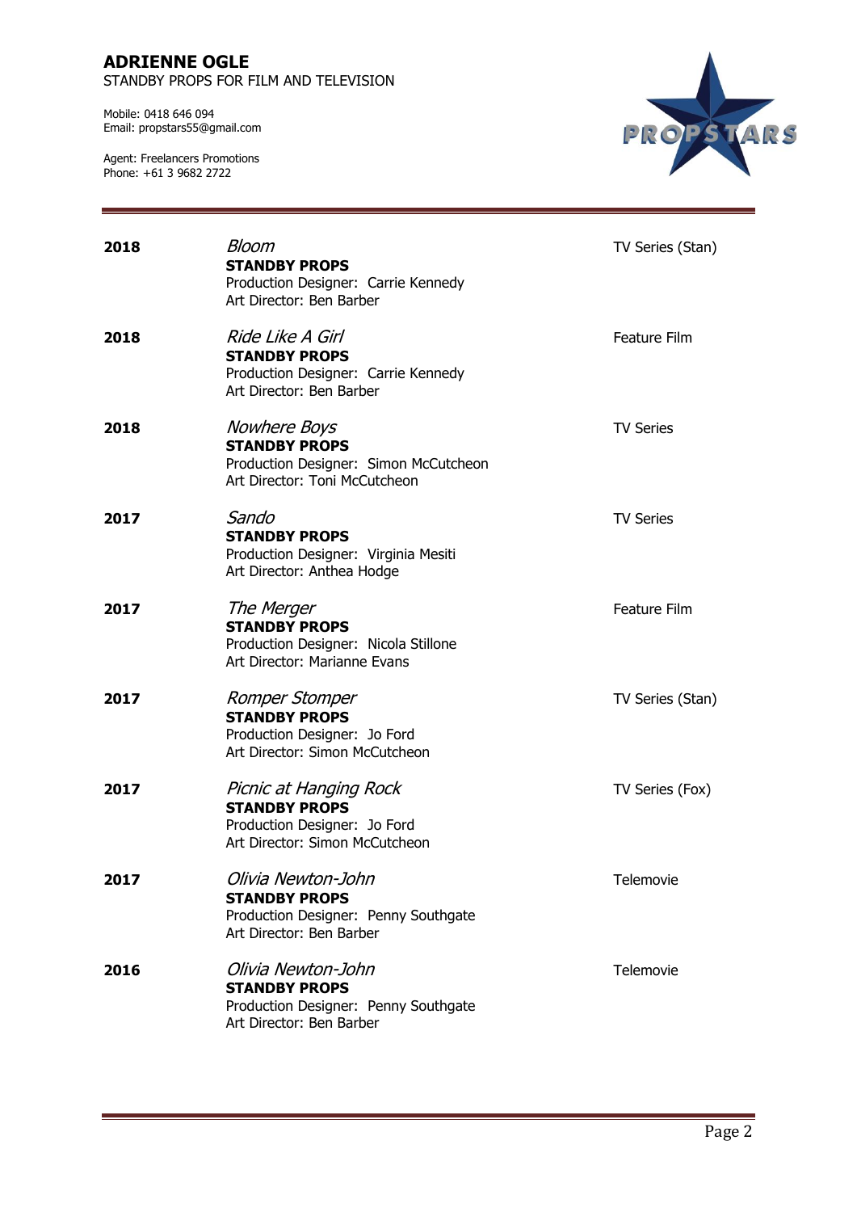# ADRIENNE OGLE

STANDBY PROPS FOR FILM AND TELEVISION

Mobile: 0418 646 094
Email: propstars55@gmail.com

Agent: Freelancers Promotions
Phone: +61 3 9682 2722

PROPSTARS

---

| | | |
|---|---|---|
| **2018** | *Bloom*<br>**STANDBY PROPS**<br>Production Designer: Carrie Kennedy<br>Art Director: Ben Barber | TV Series (Stan) |
| **2018** | *Ride Like A Girl*<br>**STANDBY PROPS**<br>Production Designer: Carrie Kennedy<br>Art Director: Ben Barber | Feature Film |
| **2018** | *Nowhere Boys*<br>**STANDBY PROPS**<br>Production Designer: Simon McCutcheon<br>Art Director: Toni McCutcheon | TV Series |
| **2017** | *Sando*<br>**STANDBY PROPS**<br>Production Designer: Virginia Mesiti<br>Art Director: Anthea Hodge | TV Series |
| **2017** | *The Merger*<br>**STANDBY PROPS**<br>Production Designer: Nicola Stillone<br>Art Director: Marianne Evans | Feature Film |
| **2017** | *Romper Stomper*<br>**STANDBY PROPS**<br>Production Designer: Jo Ford<br>Art Director: Simon McCutcheon | TV Series (Stan) |
| **2017** | *Picnic at Hanging Rock*<br>**STANDBY PROPS**<br>Production Designer: Jo Ford<br>Art Director: Simon McCutcheon | TV Series (Fox) |
| **2017** | *Olivia Newton-John*<br>**STANDBY PROPS**<br>Production Designer: Penny Southgate<br>Art Director: Ben Barber | Telemovie |
| **2016** | *Olivia Newton-John*<br>**STANDBY PROPS**<br>Production Designer: Penny Southgate<br>Art Director: Ben Barber | Telemovie |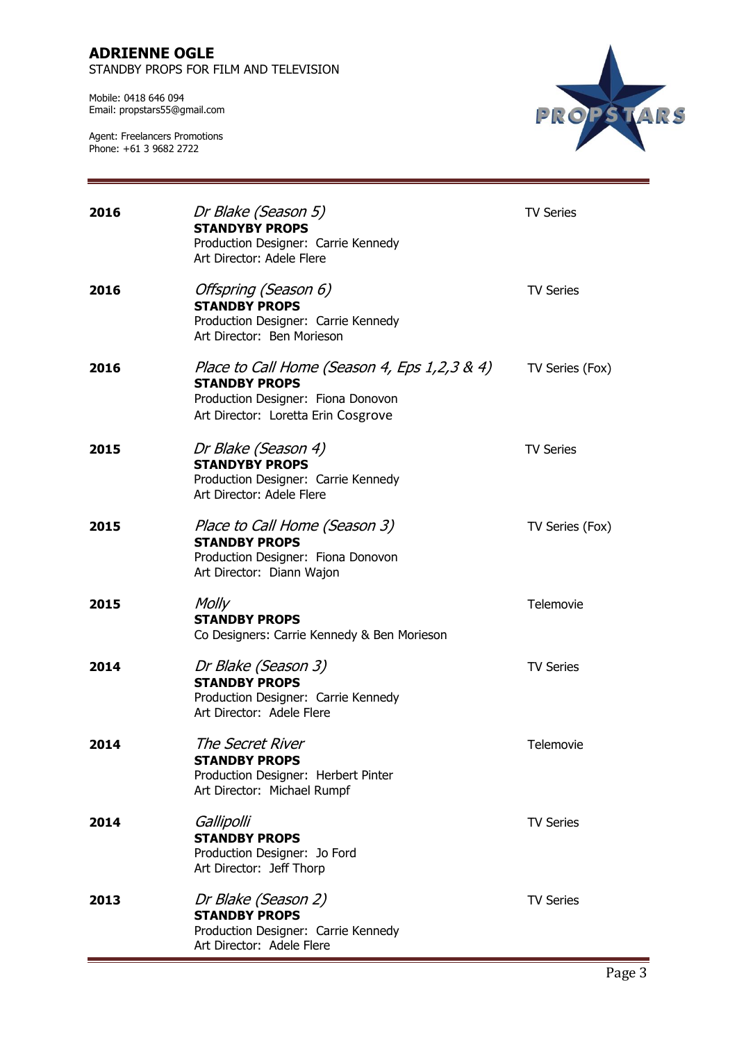# ADRIENNE OGLE

STANDBY PROPS FOR FILM AND TELEVISION

Mobile: 0418 646 094
Email: propstars55@gmail.com

Agent: Freelancers Promotions
Phone: +61 3 9682 2722

PROPSTARS

---

| | | |
|---|---|---|
| **2016** | *Dr Blake (Season 5)*<br>**STANDYBY PROPS**<br>Production Designer: Carrie Kennedy<br>Art Director: Adele Flere | TV Series |
| **2016** | *Offspring (Season 6)*<br>**STANDBY PROPS**<br>Production Designer: Carrie Kennedy<br>Art Director: Ben Morieson | TV Series |
| **2016** | *Place to Call Home (Season 4, Eps 1,2,3 & 4)*<br>**STANDBY PROPS**<br>Production Designer: Fiona Donovon<br>Art Director: Loretta Erin Cosgrove | TV Series (Fox) |
| **2015** | *Dr Blake (Season 4)*<br>**STANDYBY PROPS**<br>Production Designer: Carrie Kennedy<br>Art Director: Adele Flere | TV Series |
| **2015** | *Place to Call Home (Season 3)*<br>**STANDBY PROPS**<br>Production Designer: Fiona Donovon<br>Art Director: Diann Wajon | TV Series (Fox) |
| **2015** | *Molly*<br>**STANDBY PROPS**<br>Co Designers: Carrie Kennedy & Ben Morieson | Telemovie |
| **2014** | *Dr Blake (Season 3)*<br>**STANDBY PROPS**<br>Production Designer: Carrie Kennedy<br>Art Director: Adele Flere | TV Series |
| **2014** | *The Secret River*<br>**STANDBY PROPS**<br>Production Designer: Herbert Pinter<br>Art Director: Michael Rumpf | Telemovie |
| **2014** | *Gallipolli*<br>**STANDBY PROPS**<br>Production Designer: Jo Ford<br>Art Director: Jeff Thorp | TV Series |
| **2013** | *Dr Blake (Season 2)*<br>**STANDBY PROPS**<br>Production Designer: Carrie Kennedy<br>Art Director: Adele Flere | TV Series |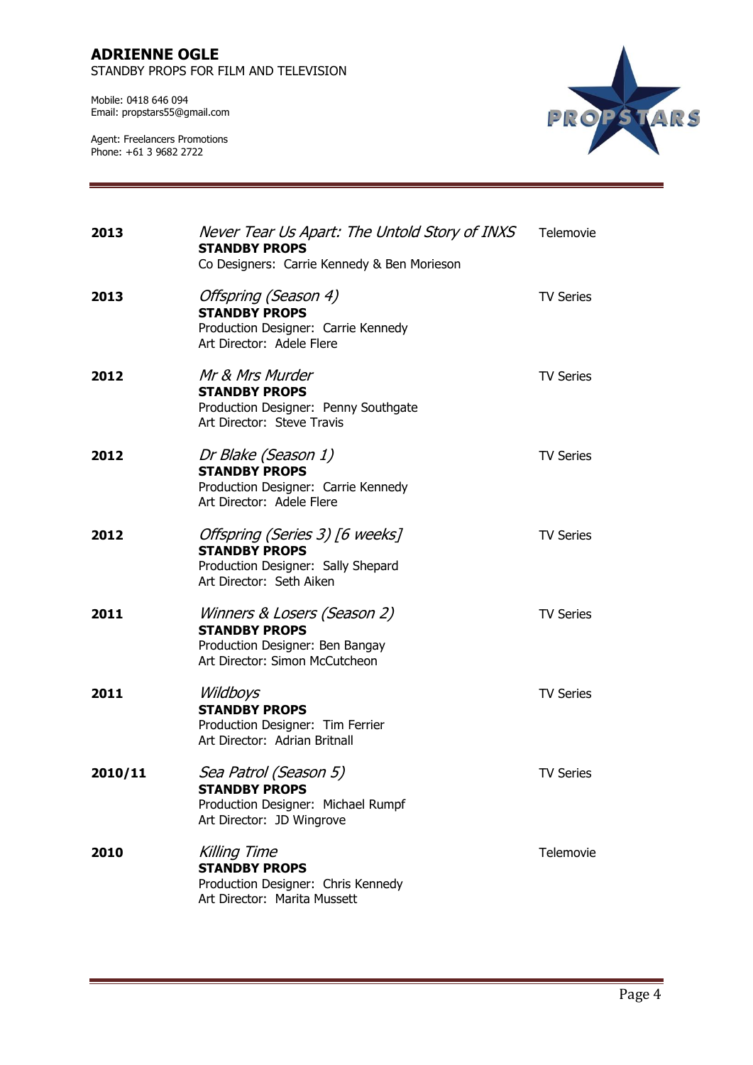# ADRIENNE OGLE

STANDBY PROPS FOR FILM AND TELEVISION

Mobile: 0418 646 094
Email: propstars55@gmail.com

Agent: Freelancers Promotions
Phone: +61 3 9682 2722

PROPSTARS

---

**2013** — *Never Tear Us Apart: The Untold Story of INXS* — Telemovie
**STANDBY PROPS**
Co Designers: Carrie Kennedy & Ben Morieson

**2013** — *Offspring (Season 4)* — TV Series
**STANDBY PROPS**
Production Designer: Carrie Kennedy
Art Director: Adele Flere

**2012** — *Mr & Mrs Murder* — TV Series
**STANDBY PROPS**
Production Designer: Penny Southgate
Art Director: Steve Travis

**2012** — *Dr Blake (Season 1)* — TV Series
**STANDBY PROPS**
Production Designer: Carrie Kennedy
Art Director: Adele Flere

**2012** — *Offspring (Series 3) [6 weeks]* — TV Series
**STANDBY PROPS**
Production Designer: Sally Shepard
Art Director: Seth Aiken

**2011** — *Winners & Losers (Season 2)* — TV Series
**STANDBY PROPS**
Production Designer: Ben Bangay
Art Director: Simon McCutcheon

**2011** — *Wildboys* — TV Series
**STANDBY PROPS**
Production Designer: Tim Ferrier
Art Director: Adrian Britnall

**2010/11** — *Sea Patrol (Season 5)* — TV Series
**STANDBY PROPS**
Production Designer: Michael Rumpf
Art Director: JD Wingrove

**2010** — *Killing Time* — Telemovie
**STANDBY PROPS**
Production Designer: Chris Kennedy
Art Director: Marita Mussett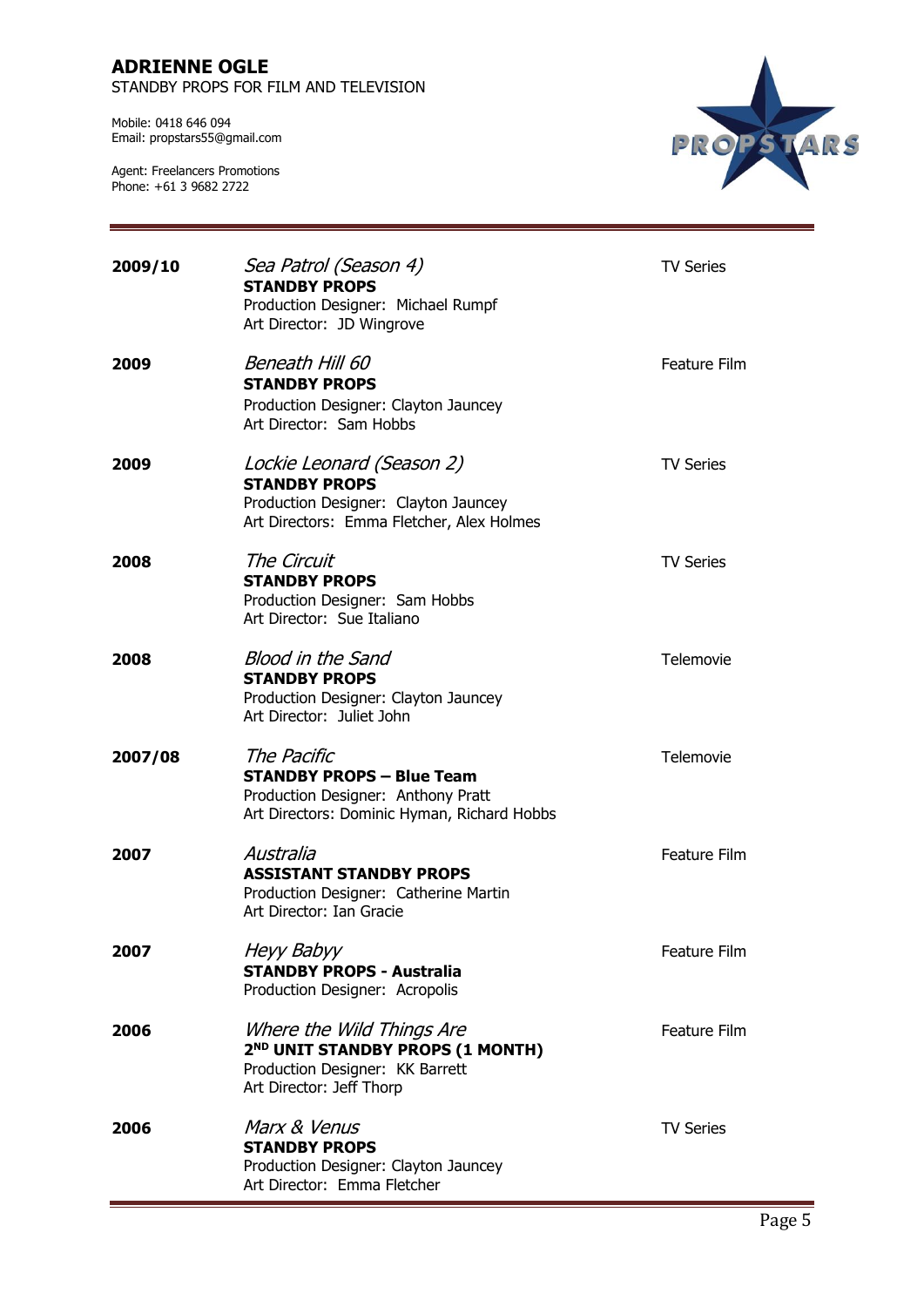# ADRIENNE OGLE

STANDBY PROPS FOR FILM AND TELEVISION

Mobile: 0418 646 094
Email: propstars55@gmail.com

Agent: Freelancers Promotions
Phone: +61 3 9682 2722

PROPSTARS

---

**2009/10** — *Sea Patrol (Season 4)* — TV Series
**STANDBY PROPS**
Production Designer: Michael Rumpf
Art Director: JD Wingrove

**2009** — *Beneath Hill 60* — Feature Film
**STANDBY PROPS**
Production Designer: Clayton Jauncey
Art Director: Sam Hobbs

**2009** — *Lockie Leonard (Season 2)* — TV Series
**STANDBY PROPS**
Production Designer: Clayton Jauncey
Art Directors: Emma Fletcher, Alex Holmes

**2008** — *The Circuit* — TV Series
**STANDBY PROPS**
Production Designer: Sam Hobbs
Art Director: Sue Italiano

**2008** — *Blood in the Sand* — Telemovie
**STANDBY PROPS**
Production Designer: Clayton Jauncey
Art Director: Juliet John

**2007/08** — *The Pacific* — Telemovie
**STANDBY PROPS – Blue Team**
Production Designer: Anthony Pratt
Art Directors: Dominic Hyman, Richard Hobbs

**2007** — *Australia* — Feature Film
**ASSISTANT STANDBY PROPS**
Production Designer: Catherine Martin
Art Director: Ian Gracie

**2007** — *Heyy Babyy* — Feature Film
**STANDBY PROPS - Australia**
Production Designer: Acropolis

**2006** — *Where the Wild Things Are* — Feature Film
**2ND UNIT STANDBY PROPS (1 MONTH)**
Production Designer: KK Barrett
Art Director: Jeff Thorp

**2006** — *Marx & Venus* — TV Series
**STANDBY PROPS**
Production Designer: Clayton Jauncey
Art Director: Emma Fletcher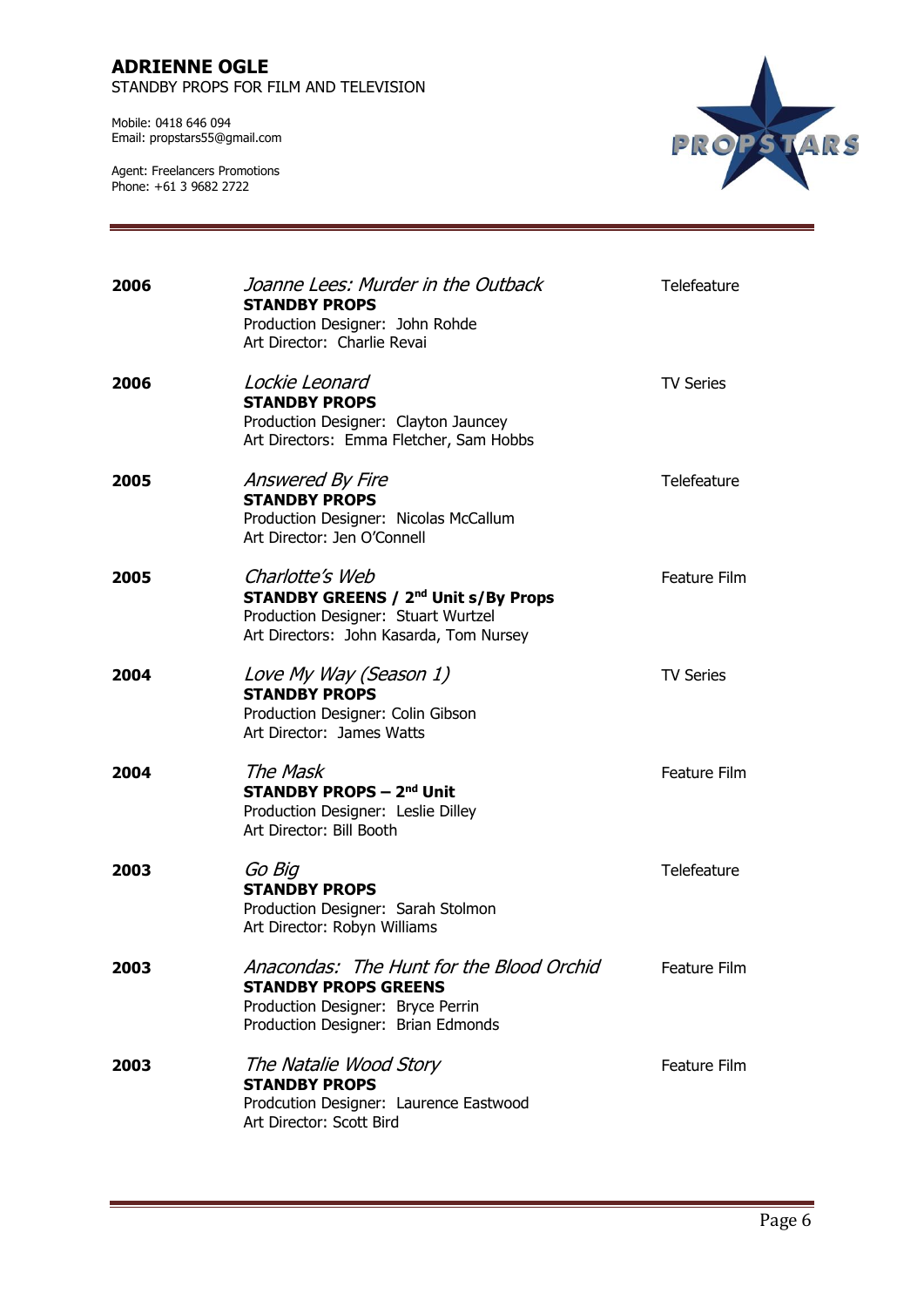**ADRIENNE OGLE**
STANDBY PROPS FOR FILM AND TELEVISION

Mobile: 0418 646 094
Email: propstars55@gmail.com

Agent: Freelancers Promotions
Phone: +61 3 9682 2722

PROPSTARS

| | | |
|---|---|---|
| **2006** | *Joanne Lees: Murder in the Outback*<br>**STANDBY PROPS**<br>Production Designer: John Rohde<br>Art Director: Charlie Revai | Telefeature |
| **2006** | *Lockie Leonard*<br>**STANDBY PROPS**<br>Production Designer: Clayton Jauncey<br>Art Directors: Emma Fletcher, Sam Hobbs | TV Series |
| **2005** | *Answered By Fire*<br>**STANDBY PROPS**<br>Production Designer: Nicolas McCallum<br>Art Director: Jen O'Connell | Telefeature |
| **2005** | *Charlotte's Web*<br>**STANDBY GREENS / 2nd Unit s/By Props**<br>Production Designer: Stuart Wurtzel<br>Art Directors: John Kasarda, Tom Nursey | Feature Film |
| **2004** | *Love My Way (Season 1)*<br>**STANDBY PROPS**<br>Production Designer: Colin Gibson<br>Art Director: James Watts | TV Series |
| **2004** | *The Mask*<br>**STANDBY PROPS – 2nd Unit**<br>Production Designer: Leslie Dilley<br>Art Director: Bill Booth | Feature Film |
| **2003** | *Go Big*<br>**STANDBY PROPS**<br>Production Designer: Sarah Stolmon<br>Art Director: Robyn Williams | Telefeature |
| **2003** | *Anacondas: The Hunt for the Blood Orchid*<br>**STANDBY PROPS GREENS**<br>Production Designer: Bryce Perrin<br>Production Designer: Brian Edmonds | Feature Film |
| **2003** | *The Natalie Wood Story*<br>**STANDBY PROPS**<br>Prodcution Designer: Laurence Eastwood<br>Art Director: Scott Bird | Feature Film |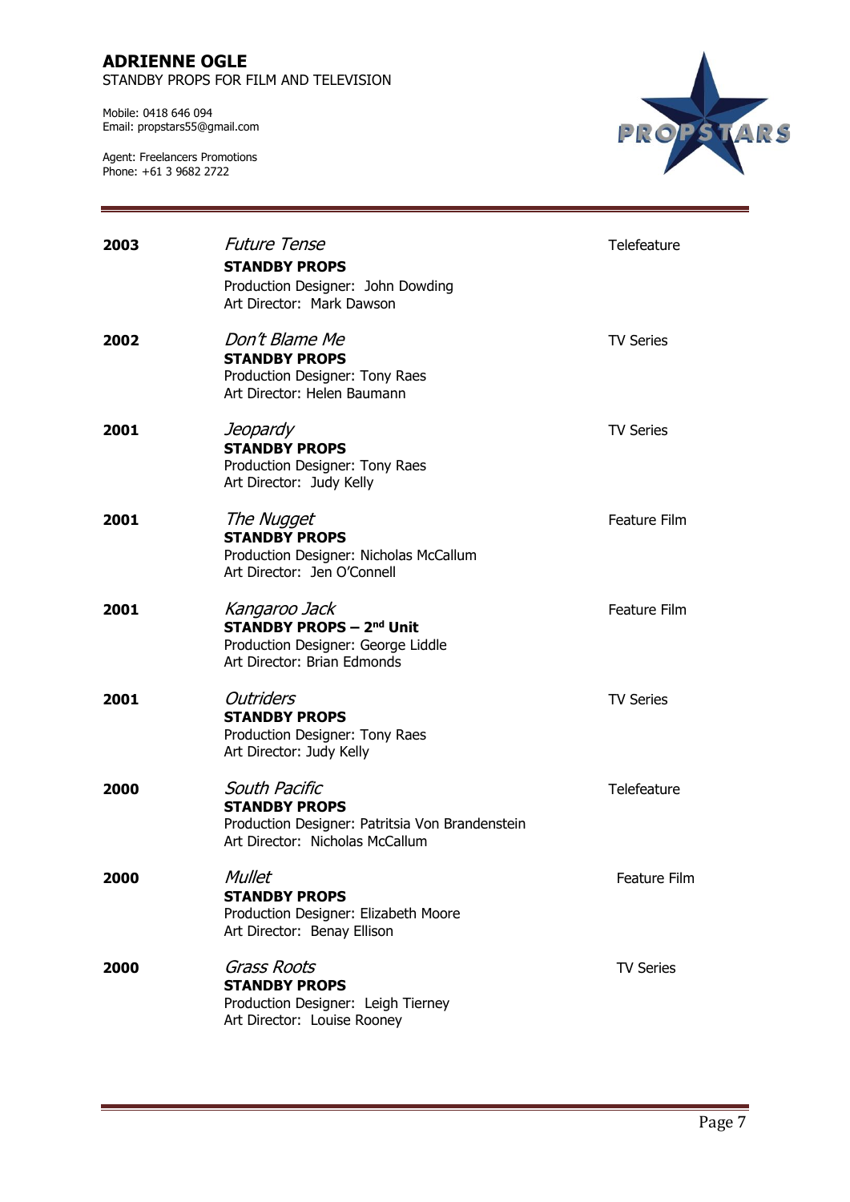# ADRIENNE OGLE

STANDBY PROPS FOR FILM AND TELEVISION

Mobile: 0418 646 094
Email: propstars55@gmail.com

Agent: Freelancers Promotions
Phone: +61 3 9682 2722

---

**2003** — *Future Tense* — Telefeature
**STANDBY PROPS**
Production Designer: John Dowding
Art Director: Mark Dawson

**2002** — *Don't Blame Me* — TV Series
**STANDBY PROPS**
Production Designer: Tony Raes
Art Director: Helen Baumann

**2001** — *Jeopardy* — TV Series
**STANDBY PROPS**
Production Designer: Tony Raes
Art Director: Judy Kelly

**2001** — *The Nugget* — Feature Film
**STANDBY PROPS**
Production Designer: Nicholas McCallum
Art Director: Jen O'Connell

**2001** — *Kangaroo Jack* — Feature Film
**STANDBY PROPS – 2nd Unit**
Production Designer: George Liddle
Art Director: Brian Edmonds

**2001** — *Outriders* — TV Series
**STANDBY PROPS**
Production Designer: Tony Raes
Art Director: Judy Kelly

**2000** — *South Pacific* — Telefeature
**STANDBY PROPS**
Production Designer: Patritsia Von Brandenstein
Art Director: Nicholas McCallum

**2000** — *Mullet* — Feature Film
**STANDBY PROPS**
Production Designer: Elizabeth Moore
Art Director: Benay Ellison

**2000** — *Grass Roots* — TV Series
**STANDBY PROPS**
Production Designer: Leigh Tierney
Art Director: Louise Rooney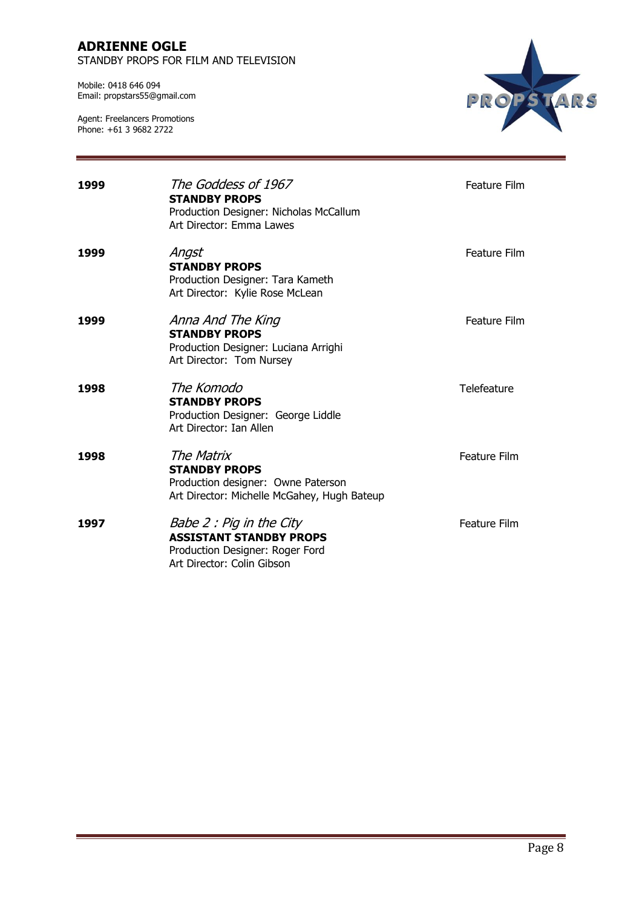# ADRIENNE OGLE

STANDBY PROPS FOR FILM AND TELEVISION

Mobile: 0418 646 094
Email: propstars55@gmail.com

Agent: Freelancers Promotions
Phone: +61 3 9682 2722

PROPSTARS

---

**1999** — *The Goddess of 1967* — Feature Film
**STANDBY PROPS**
Production Designer: Nicholas McCallum
Art Director: Emma Lawes

**1999** — *Angst* — Feature Film
**STANDBY PROPS**
Production Designer: Tara Kameth
Art Director: Kylie Rose McLean

**1999** — *Anna And The King* — Feature Film
**STANDBY PROPS**
Production Designer: Luciana Arrighi
Art Director: Tom Nursey

**1998** — *The Komodo* — Telefeature
**STANDBY PROPS**
Production Designer: George Liddle
Art Director: Ian Allen

**1998** — *The Matrix* — Feature Film
**STANDBY PROPS**
Production designer: Owne Paterson
Art Director: Michelle McGahey, Hugh Bateup

**1997** — *Babe 2 : Pig in the City* — Feature Film
**ASSISTANT STANDBY PROPS**
Production Designer: Roger Ford
Art Director: Colin Gibson